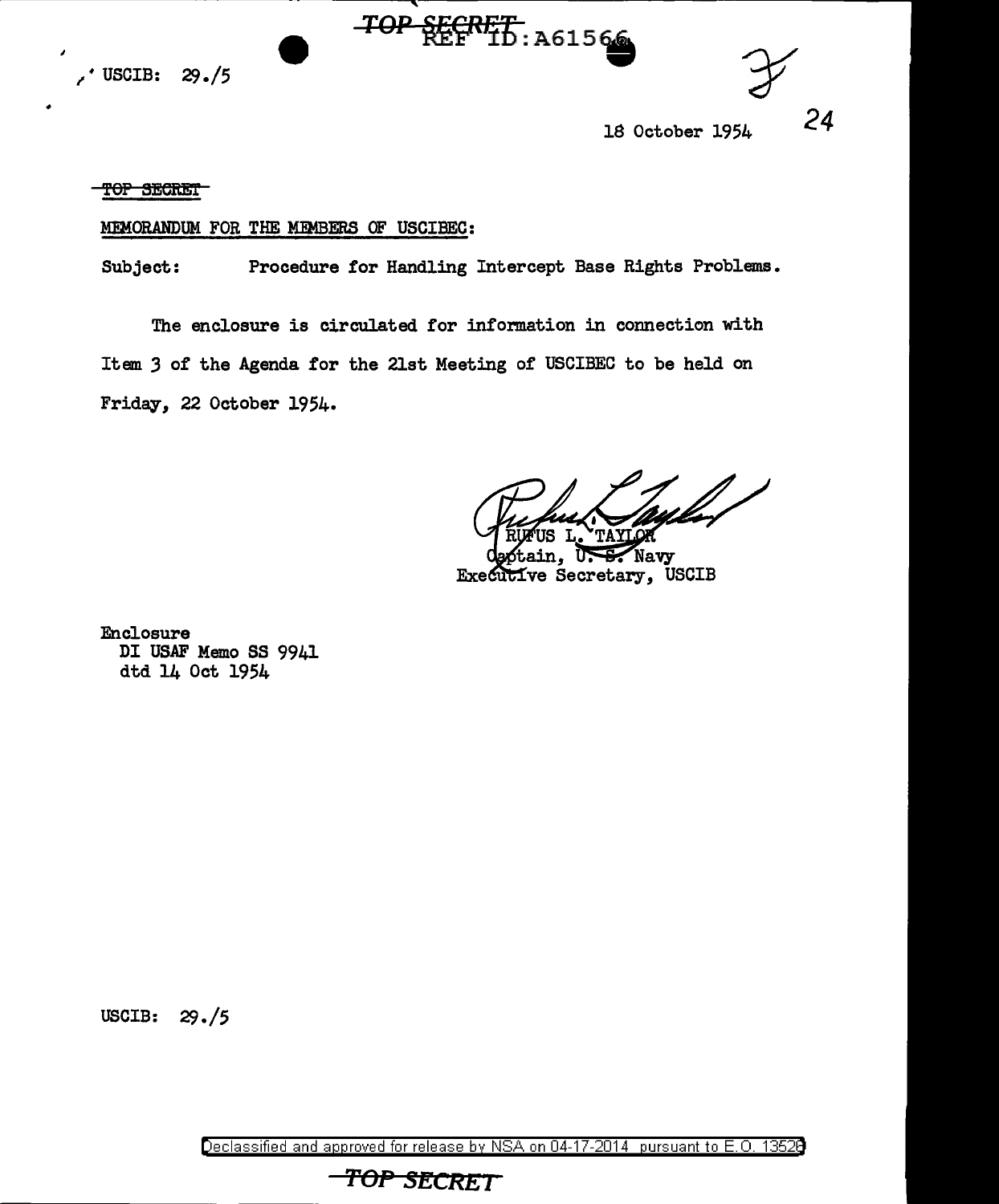USCIB: 29./5

18 October 1954

TOP SECRET

MEMORANDUM FOR THE MEMBERS OF USCIBEC:

Subject: Procedure for Handling Intercept Base Rights Problems.

The enclosure is circulated for information in connection with Item 3 of the Agenda for the 21st Meeting of USCIBEC to be held on Friday, 22 October 1954.

RUFUS L. TAYLOR
Captain, U. S. Navy
Executive Secretary, USCIB

Enclosure
DI USAF Memo SS 9941
dtd 14 Oct 1954

USCIB: 29./5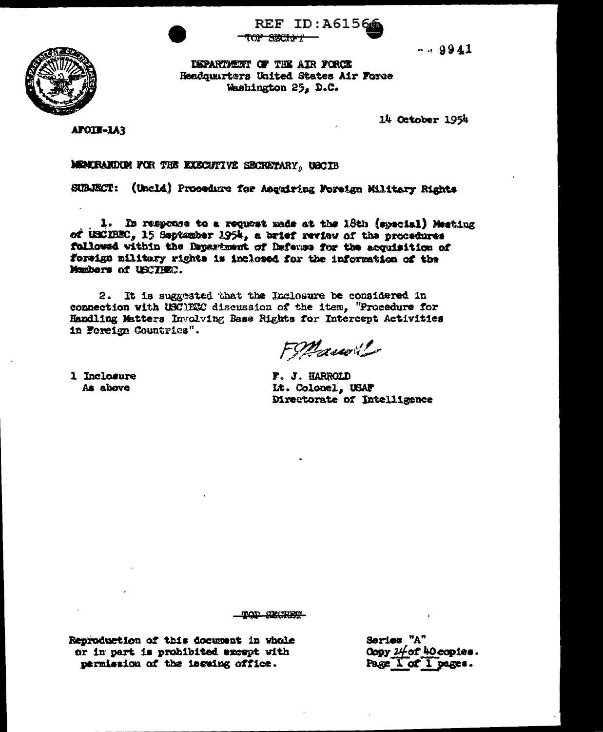REF ID:A61566

~~TOP SECRET~~

9941

DEPARTMENT OF THE AIR FORCE
Headquarters United States Air Force
Washington 25, D.C.

14 October 1954

AFOIN-1A3

MEMORANDUM FOR THE EXECUTIVE SECRETARY, USCIB

SUBJECT: (Uncld) Procedure for Acquiring Foreign Military Rights

1. In response to a request made at the 18th (special) Meeting of USCIBEC, 15 September 1954, a brief review of the procedures followed within the Department of Defense for the acquisition of foreign military rights is inclosed for the information of the Members of USCIBEC.

2. It is suggested that the Inclosure be considered in connection with USCIBEC discussion of the item, "Procedure for Handling Matters Involving Base Rights for Intercept Activities in Foreign Countries".

F. J. HARROLD
Lt. Colonel, USAF
Directorate of Intelligence

1 Inclosure
As above

~~TOP SECRET~~

Reproduction of this document in whole or in part is prohibited except with permission of the issuing office.

Series "A"
Copy 24 of 40 copies.
Page 1 of 1 pages.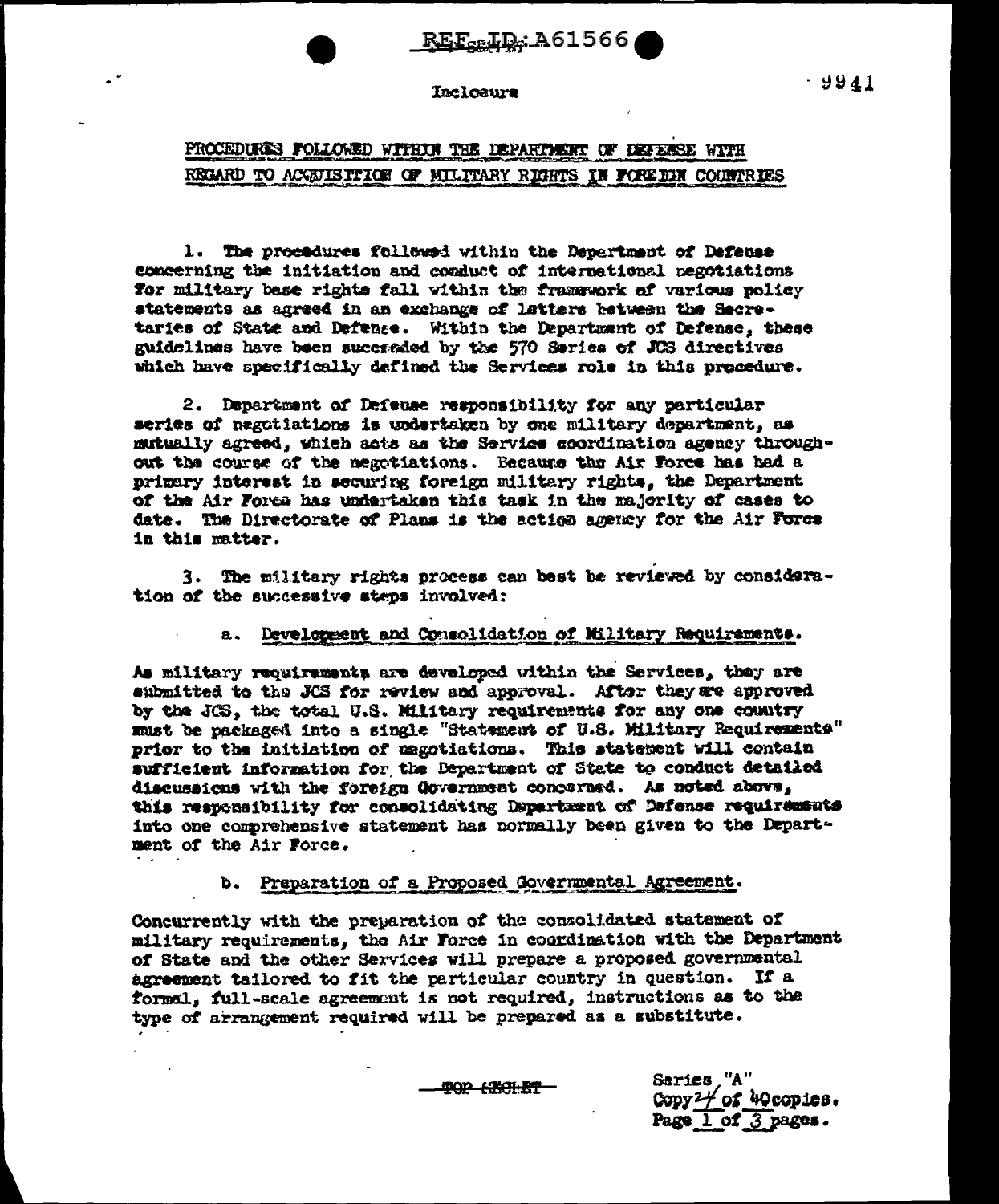REF ID:A61566

Inclosure

# PROCEDURES FOLLOWED WITHIN THE DEPARTMENT OF DEFENSE WITH REGARD TO ACQUISITION OF MILITARY RIGHTS IN FOREIGN COUNTRIES

1. The procedures followed within the Department of Defense concerning the initiation and conduct of international negotiations for military base rights fall within the framework of various policy statements as agreed in an exchange of letters between the Secretaries of State and Defense. Within the Department of Defense, these guidelines have been succeeded by the 570 Series of JCS directives which have specifically defined the Services role in this procedure.

2. Department of Defense responsibility for any particular series of negotiations is undertaken by one military department, as mutually agreed, which acts as the Service coordination agency throughout the course of the negotiations. Because the Air Force has had a primary interest in securing foreign military rights, the Department of the Air Force has undertaken this task in the majority of cases to date. The Directorate of Plans is the action agency for the Air Force in this matter.

3. The military rights process can best be reviewed by consideration of the successive steps involved:

a. Development and Consolidation of Military Requirements.

As military requirements are developed within the Services, they are submitted to the JCS for review and approval. After they are approved by the JCS, the total U.S. Military requirements for any one country must be packaged into a single "Statement of U.S. Military Requirements" prior to the initiation of negotiations. This statement will contain sufficient information for the Department of State to conduct detailed discussions with the foreign Government concerned. As noted above, this responsibility for consolidating Department of Defense requirements into one comprehensive statement has normally been given to the Department of the Air Force.

b. Preparation of a Proposed Governmental Agreement.

Concurrently with the preparation of the consolidated statement of military requirements, the Air Force in coordination with the Department of State and the other Services will prepare a proposed governmental agreement tailored to fit the particular country in question. If a formal, full-scale agreement is not required, instructions as to the type of arrangement required will be prepared as a substitute.

TOP SECRET

Series "A"
Copy 24 of 40 copies.
Page 1 of 3 pages.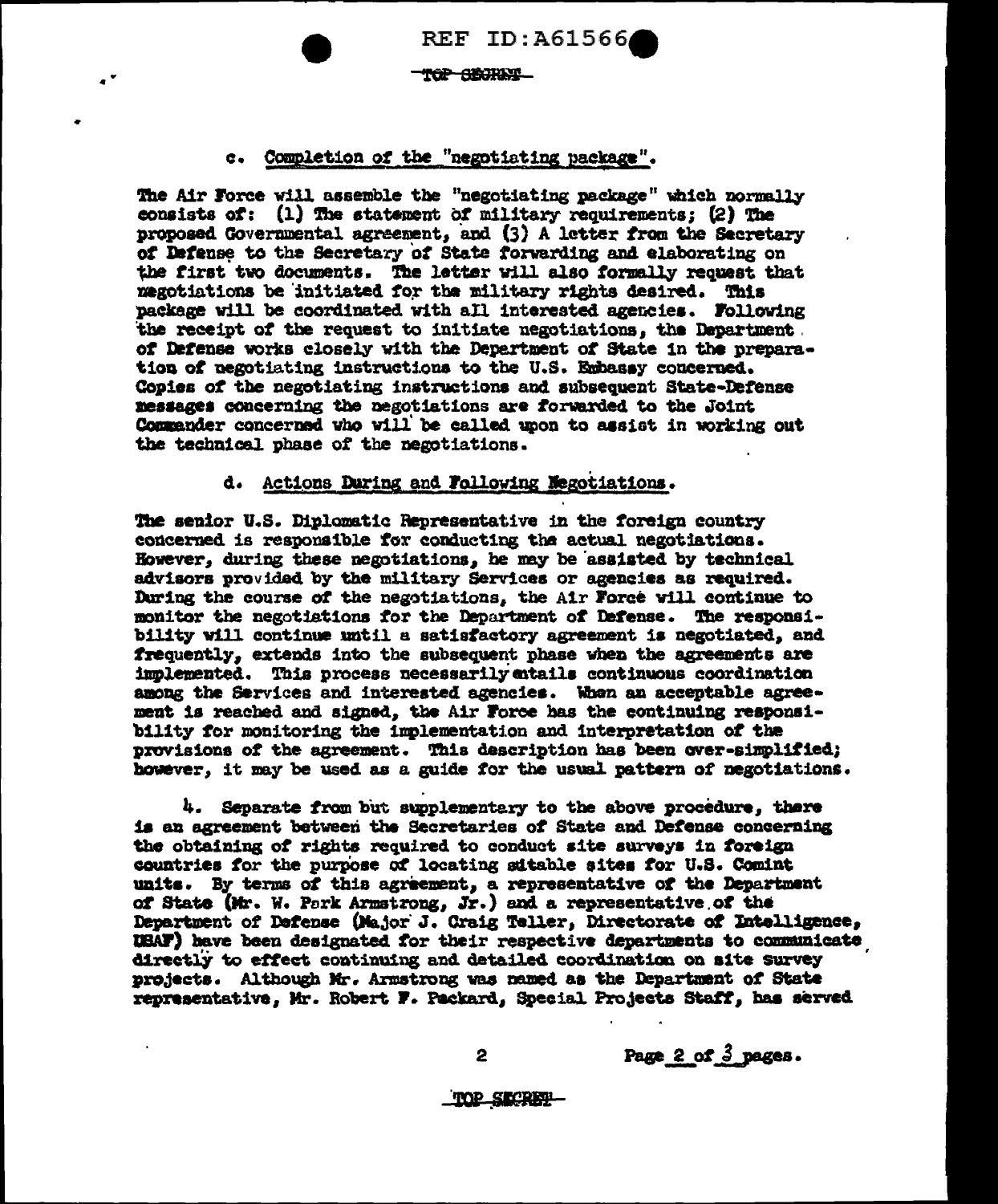c. Completion of the "negotiating package".

The Air Force will assemble the "negotiating package" which normally consists of: (1) The statement of military requirements; (2) The proposed Governmental agreement, and (3) A letter from the Secretary of Defense to the Secretary of State forwarding and elaborating on the first two documents. The letter will also formally request that negotiations be initiated for the military rights desired. This package will be coordinated with all interested agencies. Following the receipt of the request to initiate negotiations, the Department of Defense works closely with the Department of State in the preparation of negotiating instructions to the U.S. Embassy concerned. Copies of the negotiating instructions and subsequent State-Defense messages concerning the negotiations are forwarded to the Joint Commander concerned who will be called upon to assist in working out the technical phase of the negotiations.

d. Actions During and Following Negotiations.

The senior U.S. Diplomatic Representative in the foreign country concerned is responsible for conducting the actual negotiations. However, during these negotiations, he may be assisted by technical advisors provided by the military Services or agencies as required. During the course of the negotiations, the Air Force will continue to monitor the negotiations for the Department of Defense. The responsibility will continue until a satisfactory agreement is negotiated, and frequently, extends into the subsequent phase when the agreements are implemented. This process necessarily entails continuous coordination among the Services and interested agencies. When an acceptable agreement is reached and signed, the Air Force has the continuing responsibility for monitoring the implementation and interpretation of the provisions of the agreement. This description has been over-simplified; however, it may be used as a guide for the usual pattern of negotiations.

4. Separate from but supplementary to the above procedure, there is an agreement between the Secretaries of State and Defense concerning the obtaining of rights required to conduct site surveys in foreign countries for the purpose of locating suitable sites for U.S. Comint units. By terms of this agreement, a representative of the Department of State (Mr. W. Park Armstrong, Jr.) and a representative of the Department of Defense (Major J. Craig Teller, Directorate of Intelligence, USAF) have been designated for their respective departments to communicate directly to effect continuing and detailed coordination on site survey projects. Although Mr. Armstrong was named as the Department of State representative, Mr. Robert F. Packard, Special Projects Staff, has served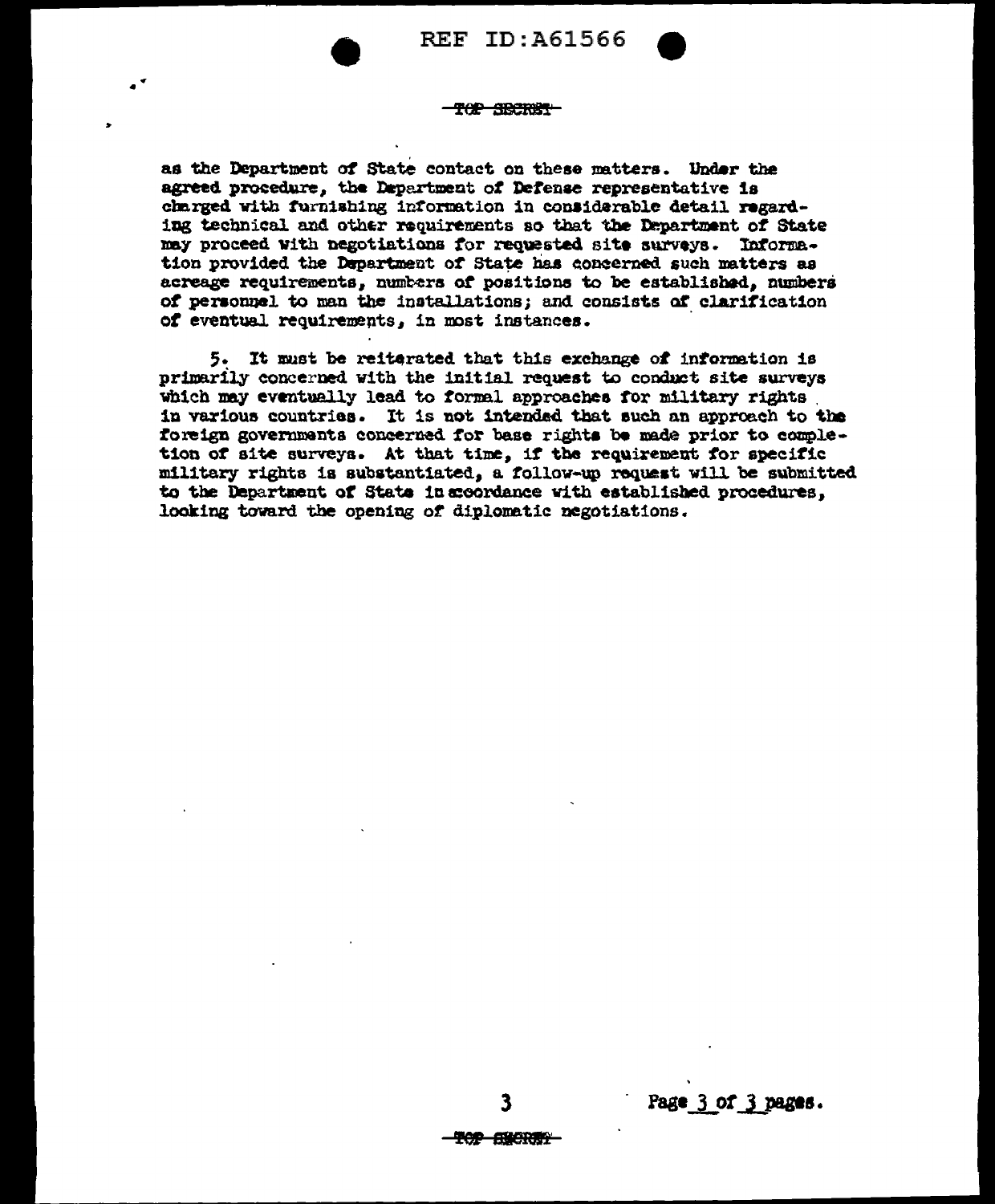as the Department of State contact on these matters. Under the agreed procedure, the Department of Defense representative is charged with furnishing information in considerable detail regarding technical and other requirements so that the Department of State may proceed with negotiations for requested site surveys. Information provided the Department of State has concerned such matters as acreage requirements, numbers of positions to be established, numbers of personnel to man the installations; and consists of clarification of eventual requirements, in most instances.

5. It must be reiterated that this exchange of information is primarily concerned with the initial request to conduct site surveys which may eventually lead to formal approaches for military rights in various countries. It is not intended that such an approach to the foreign governments concerned for base rights be made prior to completion of site surveys. At that time, if the requirement for specific military rights is substantiated, a follow-up request will be submitted to the Department of State in accordance with established procedures, looking toward the opening of diplomatic negotiations.